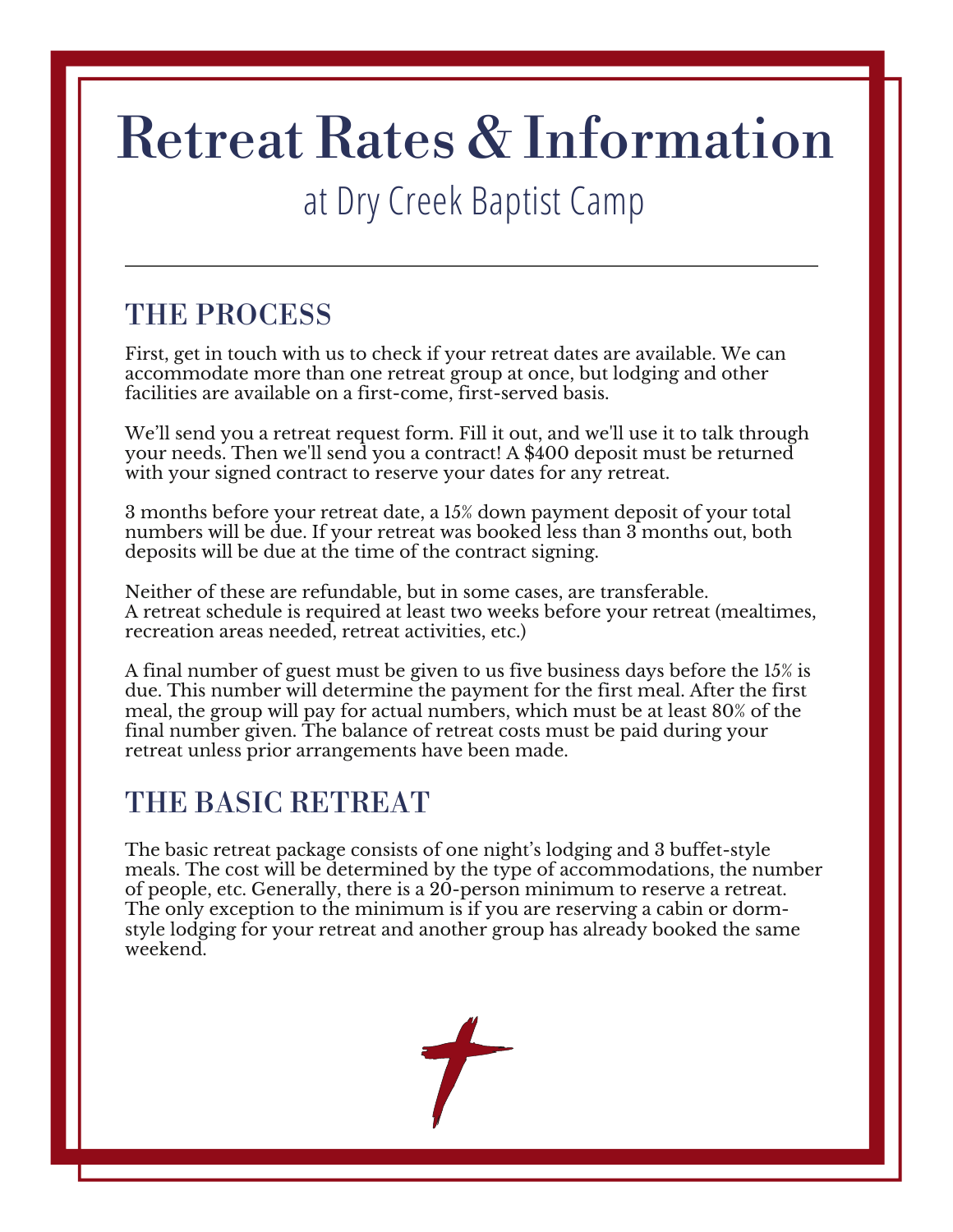# Retreat Rates & Information

at Dry Creek Baptist Camp

---

## THE PROCESS

First, get in touch with us to check if your retreat dates are available. We can accommodate more than one retreat group at once, but lodging and other facilities are available on a first-come, first-served basis.

We'll send you a retreat request form. Fill it out, and we'll use it to talk through your needs. Then we'll send you a contract! A $400 deposit must be returned with your signed contract to reserve your dates for any retreat.

3 months before your retreat date, a 15% down payment deposit of your total numbers will be due. If your retreat was booked less than 3 months out, both deposits will be due at the time of the contract signing.

Neither of these are refundable, but in some cases, are transferable.
A retreat schedule is required at least two weeks before your retreat (mealtimes, recreation areas needed, retreat activities, etc.)

A final number of guest must be given to us five business days before the 15% is due. This number will determine the payment for the first meal. After the first meal, the group will pay for actual numbers, which must be at least 80% of the final number given. The balance of retreat costs must be paid during your retreat unless prior arrangements have been made.

## THE BASIC RETREAT

The basic retreat package consists of one night's lodging and 3 buffet-style meals. The cost will be determined by the type of accommodations, the number of people, etc. Generally, there is a 20-person minimum to reserve a retreat. The only exception to the minimum is if you are reserving a cabin or dorm-style lodging for your retreat and another group has already booked the same weekend.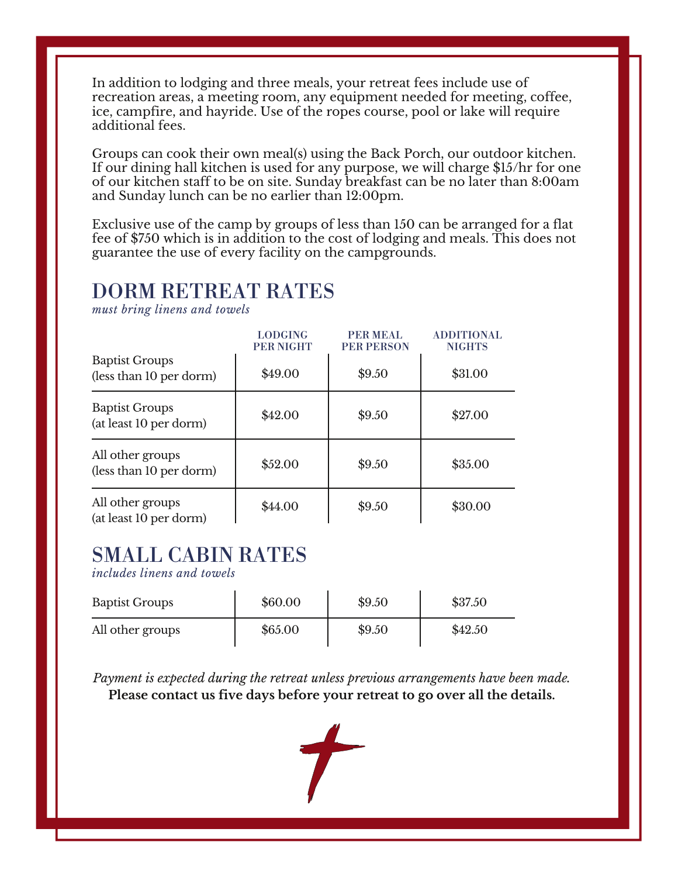In addition to lodging and three meals, your retreat fees include use of recreation areas, a meeting room, any equipment needed for meeting, coffee, ice, campfire, and hayride. Use of the ropes course, pool or lake will require additional fees.

Groups can cook their own meal(s) using the Back Porch, our outdoor kitchen. If our dining hall kitchen is used for any purpose, we will charge $15/hr for one of our kitchen staff to be on site. Sunday breakfast can be no later than 8:00am and Sunday lunch can be no earlier than 12:00pm.

Exclusive use of the camp by groups of less than 150 can be arranged for a flat fee of $750 which is in addition to the cost of lodging and meals. This does not guarantee the use of every facility on the campgrounds.

## DORM RETREAT RATES

*must bring linens and towels*

| | LODGING PER NIGHT | PER MEAL PER PERSON | ADDITIONAL NIGHTS |
|---|---|---|---|
| Baptist Groups (less than 10 per dorm) | $49.00 | $9.50 | $31.00 |
| Baptist Groups (at least 10 per dorm) | $42.00 | $9.50 | $27.00 |
| All other groups (less than 10 per dorm) | $52.00 | $9.50 | $35.00 |
| All other groups (at least 10 per dorm) | $44.00 | $9.50 | $30.00 |

## SMALL CABIN RATES

*includes linens and towels*

| | LODGING PER NIGHT | PER MEAL PER PERSON | ADDITIONAL NIGHTS |
|---|---|---|---|
| Baptist Groups | $60.00 | $9.50 | $37.50 |
| All other groups | $65.00 | $9.50 | $42.50 |

*Payment is expected during the retreat unless previous arrangements have been made.*

**Please contact us five days before your retreat to go over all the details.**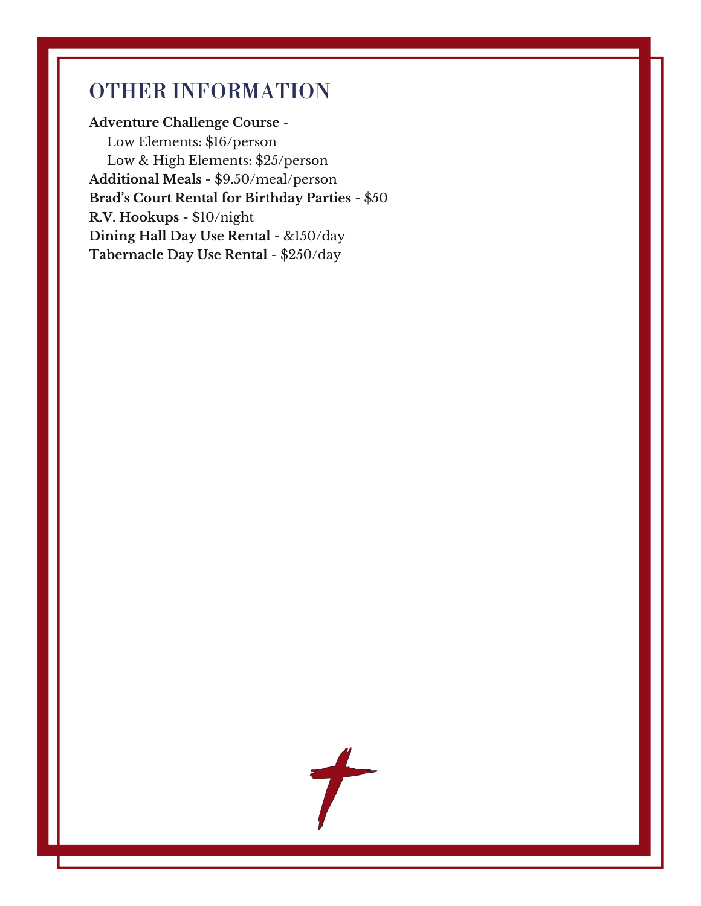## OTHER INFORMATION

**Adventure Challenge Course** -

Low Elements: $16/person

Low & High Elements: $25/person

**Additional Meals** - $9.50/meal/person

**Brad's Court Rental for Birthday Parties** - $50

**R.V. Hookups** - $10/night

**Dining Hall Day Use Rental** - &150/day

**Tabernacle Day Use Rental** - $250/day